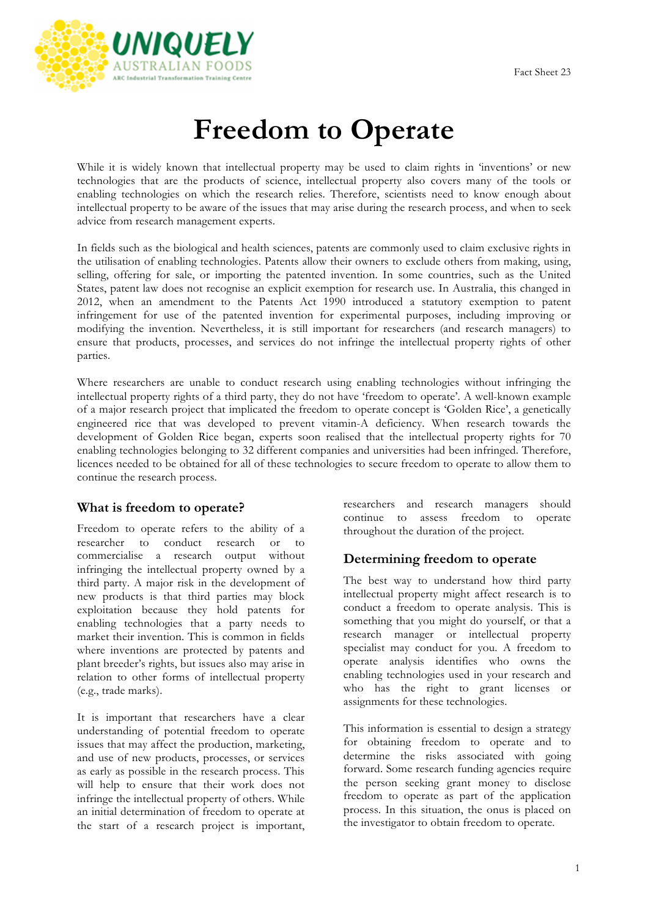Fact Sheet 23

# Freedom to Operate

While it is widely known that intellectual property may be used to claim rights in 'inventions' or new technologies that are the products of science, intellectual property also covers many of the tools or enabling technologies on which the research relies. Therefore, scientists need to know enough about intellectual property to be aware of the issues that may arise during the research process, and when to seek advice from research management experts.

In fields such as the biological and health sciences, patents are commonly used to claim exclusive rights in the utilisation of enabling technologies. Patents allow their owners to exclude others from making, using, selling, offering for sale, or importing the patented invention. In some countries, such as the United States, patent law does not recognise an explicit exemption for research use. In Australia, this changed in 2012, when an amendment to the Patents Act 1990 introduced a statutory exemption to patent infringement for use of the patented invention for experimental purposes, including improving or modifying the invention. Nevertheless, it is still important for researchers (and research managers) to ensure that products, processes, and services do not infringe the intellectual property rights of other parties.

Where researchers are unable to conduct research using enabling technologies without infringing the intellectual property rights of a third party, they do not have 'freedom to operate'. A well-known example of a major research project that implicated the freedom to operate concept is 'Golden Rice', a genetically engineered rice that was developed to prevent vitamin-A deficiency. When research towards the development of Golden Rice began, experts soon realised that the intellectual property rights for 70 enabling technologies belonging to 32 different companies and universities had been infringed. Therefore, licences needed to be obtained for all of these technologies to secure freedom to operate to allow them to continue the research process.

## What is freedom to operate?

Freedom to operate refers to the ability of a researcher to conduct research or to commercialise a research output without infringing the intellectual property owned by a third party. A major risk in the development of new products is that third parties may block exploitation because they hold patents for enabling technologies that a party needs to market their invention. This is common in fields where inventions are protected by patents and plant breeder's rights, but issues also may arise in relation to other forms of intellectual property (e.g., trade marks).

It is important that researchers have a clear understanding of potential freedom to operate issues that may affect the production, marketing, and use of new products, processes, or services as early as possible in the research process. This will help to ensure that their work does not infringe the intellectual property of others. While an initial determination of freedom to operate at the start of a research project is important, researchers and research managers should continue to assess freedom to operate throughout the duration of the project.

## Determining freedom to operate

The best way to understand how third party intellectual property might affect research is to conduct a freedom to operate analysis. This is something that you might do yourself, or that a research manager or intellectual property specialist may conduct for you. A freedom to operate analysis identifies who owns the enabling technologies used in your research and who has the right to grant licenses or assignments for these technologies.

This information is essential to design a strategy for obtaining freedom to operate and to determine the risks associated with going forward. Some research funding agencies require the person seeking grant money to disclose freedom to operate as part of the application process. In this situation, the onus is placed on the investigator to obtain freedom to operate.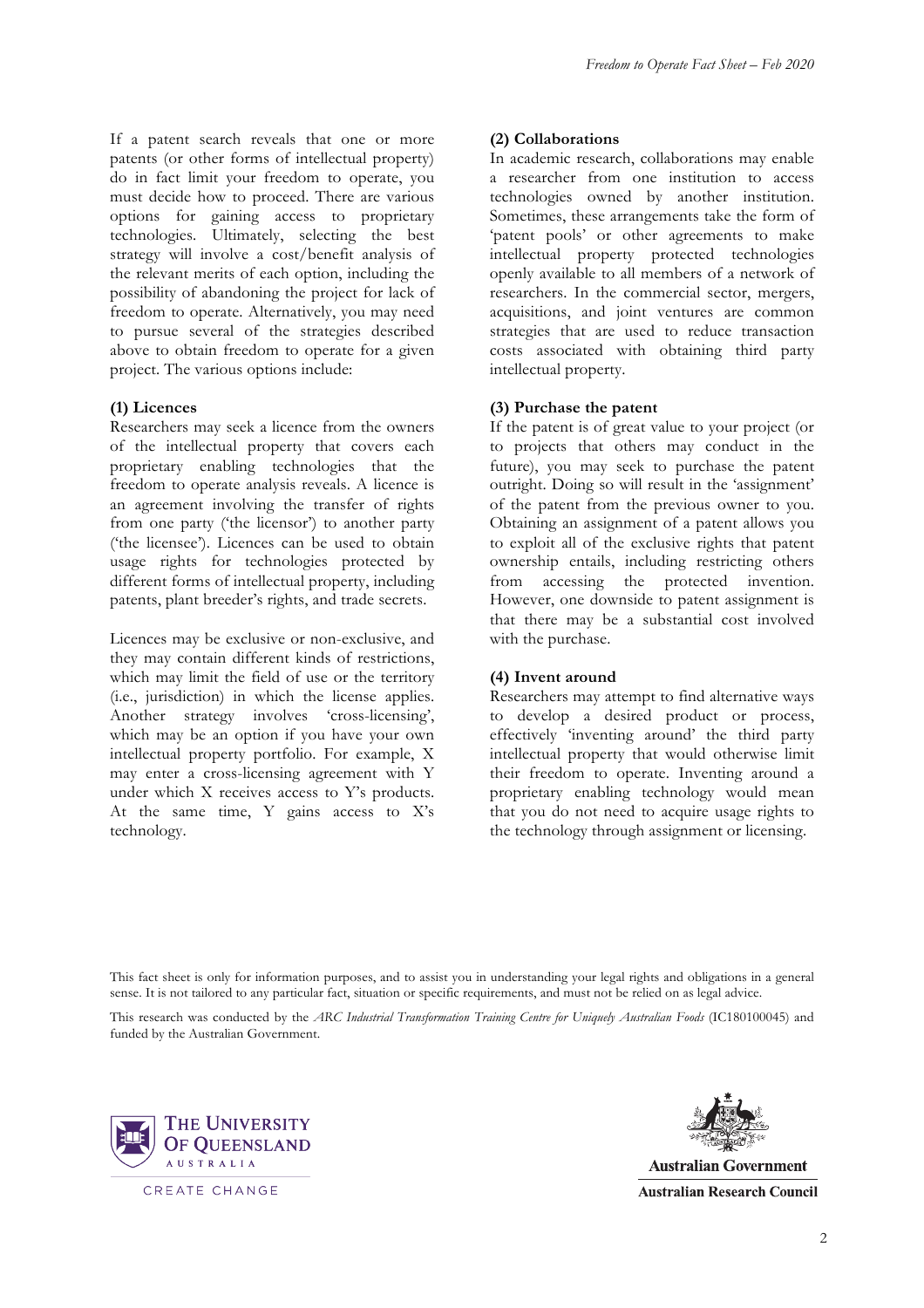If a patent search reveals that one or more patents (or other forms of intellectual property) do in fact limit your freedom to operate, you must decide how to proceed. There are various options for gaining access to proprietary technologies. Ultimately, selecting the best strategy will involve a cost/benefit analysis of the relevant merits of each option, including the possibility of abandoning the project for lack of freedom to operate. Alternatively, you may need to pursue several of the strategies described above to obtain freedom to operate for a given project. The various options include:

**(1) Licences**

Researchers may seek a licence from the owners of the intellectual property that covers each proprietary enabling technologies that the freedom to operate analysis reveals. A licence is an agreement involving the transfer of rights from one party ('the licensor') to another party ('the licensee'). Licences can be used to obtain usage rights for technologies protected by different forms of intellectual property, including patents, plant breeder's rights, and trade secrets.

Licences may be exclusive or non-exclusive, and they may contain different kinds of restrictions, which may limit the field of use or the territory (i.e., jurisdiction) in which the license applies. Another strategy involves 'cross-licensing', which may be an option if you have your own intellectual property portfolio. For example, X may enter a cross-licensing agreement with Y under which X receives access to Y's products. At the same time, Y gains access to X's technology.

**(2) Collaborations**

In academic research, collaborations may enable a researcher from one institution to access technologies owned by another institution. Sometimes, these arrangements take the form of 'patent pools' or other agreements to make intellectual property protected technologies openly available to all members of a network of researchers. In the commercial sector, mergers, acquisitions, and joint ventures are common strategies that are used to reduce transaction costs associated with obtaining third party intellectual property.

**(3) Purchase the patent**

If the patent is of great value to your project (or to projects that others may conduct in the future), you may seek to purchase the patent outright. Doing so will result in the 'assignment' of the patent from the previous owner to you. Obtaining an assignment of a patent allows you to exploit all of the exclusive rights that patent ownership entails, including restricting others from accessing the protected invention. However, one downside to patent assignment is that there may be a substantial cost involved with the purchase.

**(4) Invent around**

Researchers may attempt to find alternative ways to develop a desired product or process, effectively 'inventing around' the third party intellectual property that would otherwise limit their freedom to operate. Inventing around a proprietary enabling technology would mean that you do not need to acquire usage rights to the technology through assignment or licensing.

This fact sheet is only for information purposes, and to assist you in understanding your legal rights and obligations in a general sense. It is not tailored to any particular fact, situation or specific requirements, and must not be relied on as legal advice.

This research was conducted by the *ARC Industrial Transformation Training Centre for Uniquely Australian Foods* (IC180100045) and funded by the Australian Government.

The University of Queensland Australia — Create Change

Australian Government — Australian Research Council